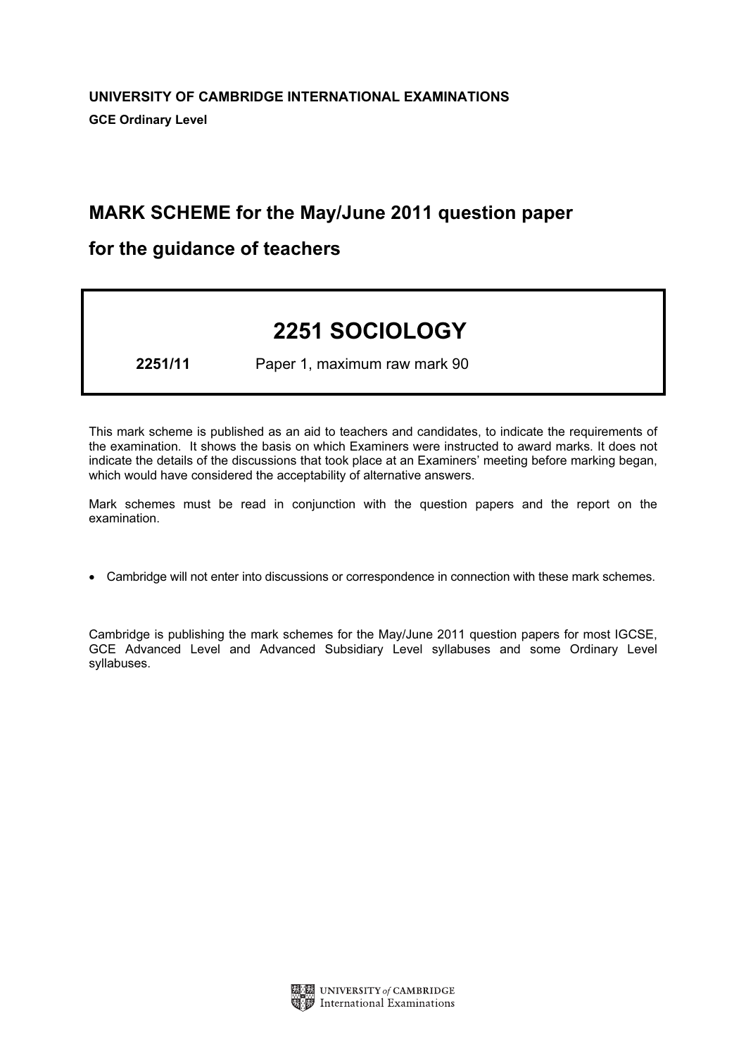**UNIVERSITY OF CAMBRIDGE INTERNATIONAL EXAMINATIONS**

**GCE Ordinary Level**

## MARK SCHEME for the May/June 2011 question paper

## for the guidance of teachers

# 2251 SOCIOLOGY

**2251/11** Paper 1, maximum raw mark 90

This mark scheme is published as an aid to teachers and candidates, to indicate the requirements of the examination. It shows the basis on which Examiners were instructed to award marks. It does not indicate the details of the discussions that took place at an Examiners' meeting before marking began, which would have considered the acceptability of alternative answers.

Mark schemes must be read in conjunction with the question papers and the report on the examination.

- Cambridge will not enter into discussions or correspondence in connection with these mark schemes.

Cambridge is publishing the mark schemes for the May/June 2011 question papers for most IGCSE, GCE Advanced Level and Advanced Subsidiary Level syllabuses and some Ordinary Level syllabuses.

UNIVERSITY *of* CAMBRIDGE
International Examinations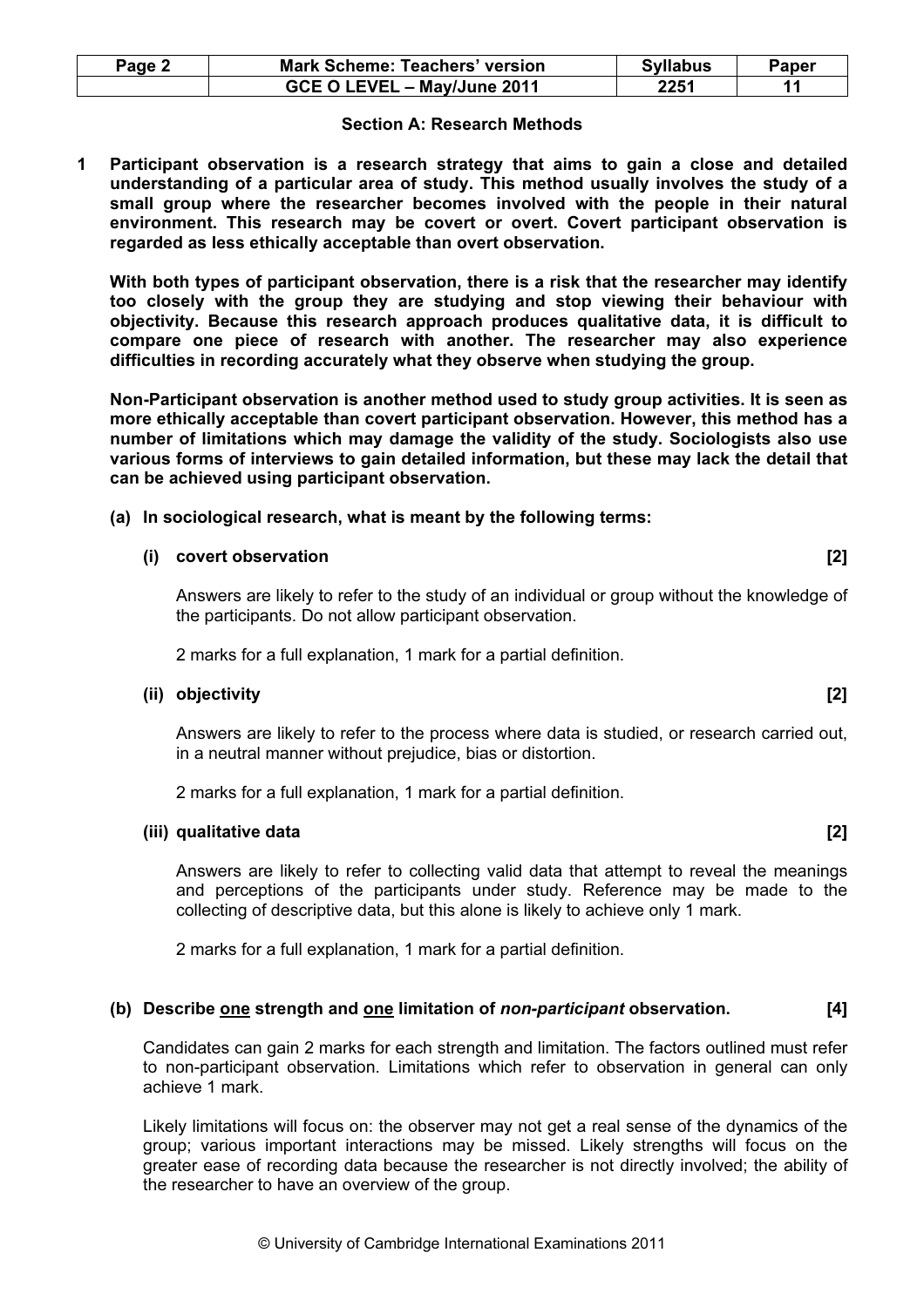## Section A: Research Methods

**1 Participant observation is a research strategy that aims to gain a close and detailed understanding of a particular area of study. This method usually involves the study of a small group where the researcher becomes involved with the people in their natural environment. This research may be covert or overt. Covert participant observation is regarded as less ethically acceptable than overt observation.**

**With both types of participant observation, there is a risk that the researcher may identify too closely with the group they are studying and stop viewing their behaviour with objectivity. Because this research approach produces qualitative data, it is difficult to compare one piece of research with another. The researcher may also experience difficulties in recording accurately what they observe when studying the group.**

**Non-Participant observation is another method used to study group activities. It is seen as more ethically acceptable than covert participant observation. However, this method has a number of limitations which may damage the validity of the study. Sociologists also use various forms of interviews to gain detailed information, but these may lack the detail that can be achieved using participant observation.**

**(a) In sociological research, what is meant by the following terms:**

**(i) covert observation [2]**

Answers are likely to refer to the study of an individual or group without the knowledge of the participants. Do not allow participant observation.

2 marks for a full explanation, 1 mark for a partial definition.

**(ii) objectivity [2]**

Answers are likely to refer to the process where data is studied, or research carried out, in a neutral manner without prejudice, bias or distortion.

2 marks for a full explanation, 1 mark for a partial definition.

**(iii) qualitative data [2]**

Answers are likely to refer to collecting valid data that attempt to reveal the meanings and perceptions of the participants under study. Reference may be made to the collecting of descriptive data, but this alone is likely to achieve only 1 mark.

2 marks for a full explanation, 1 mark for a partial definition.

**(b) Describe one strength and one limitation of *non-participant* observation. [4]**

Candidates can gain 2 marks for each strength and limitation. The factors outlined must refer to non-participant observation. Limitations which refer to observation in general can only achieve 1 mark.

Likely limitations will focus on: the observer may not get a real sense of the dynamics of the group; various important interactions may be missed. Likely strengths will focus on the greater ease of recording data because the researcher is not directly involved; the ability of the researcher to have an overview of the group.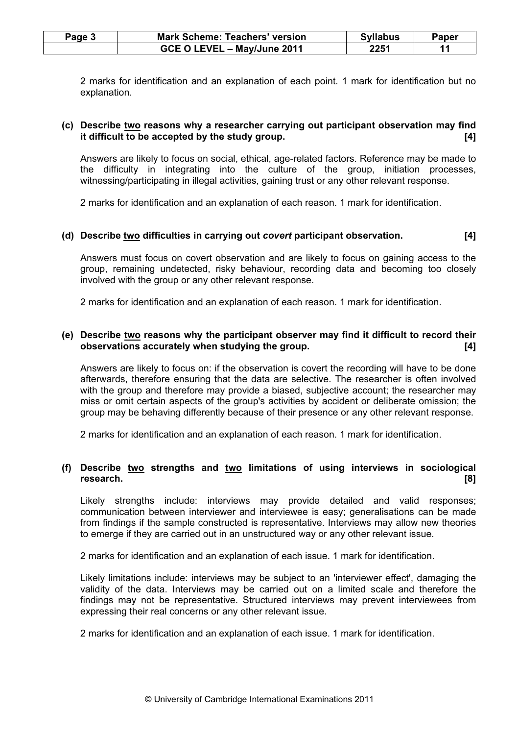2 marks for identification and an explanation of each point. 1 mark for identification but no explanation.

**(c) Describe <u>two</u> reasons why a researcher carrying out participant observation may find it difficult to be accepted by the study group. [4]**

Answers are likely to focus on social, ethical, age-related factors. Reference may be made to the difficulty in integrating into the culture of the group, initiation processes, witnessing/participating in illegal activities, gaining trust or any other relevant response.

2 marks for identification and an explanation of each reason. 1 mark for identification.

**(d) Describe <u>two</u> difficulties in carrying out *covert* participant observation. [4]**

Answers must focus on covert observation and are likely to focus on gaining access to the group, remaining undetected, risky behaviour, recording data and becoming too closely involved with the group or any other relevant response.

2 marks for identification and an explanation of each reason. 1 mark for identification.

**(e) Describe <u>two</u> reasons why the participant observer may find it difficult to record their observations accurately when studying the group. [4]**

Answers are likely to focus on: if the observation is covert the recording will have to be done afterwards, therefore ensuring that the data are selective. The researcher is often involved with the group and therefore may provide a biased, subjective account; the researcher may miss or omit certain aspects of the group's activities by accident or deliberate omission; the group may be behaving differently because of their presence or any other relevant response.

2 marks for identification and an explanation of each reason. 1 mark for identification.

**(f) Describe <u>two</u> strengths and <u>two</u> limitations of using interviews in sociological research. [8]**

Likely strengths include: interviews may provide detailed and valid responses; communication between interviewer and interviewee is easy; generalisations can be made from findings if the sample constructed is representative. Interviews may allow new theories to emerge if they are carried out in an unstructured way or any other relevant issue.

2 marks for identification and an explanation of each issue. 1 mark for identification.

Likely limitations include: interviews may be subject to an 'interviewer effect', damaging the validity of the data. Interviews may be carried out on a limited scale and therefore the findings may not be representative. Structured interviews may prevent interviewees from expressing their real concerns or any other relevant issue.

2 marks for identification and an explanation of each issue. 1 mark for identification.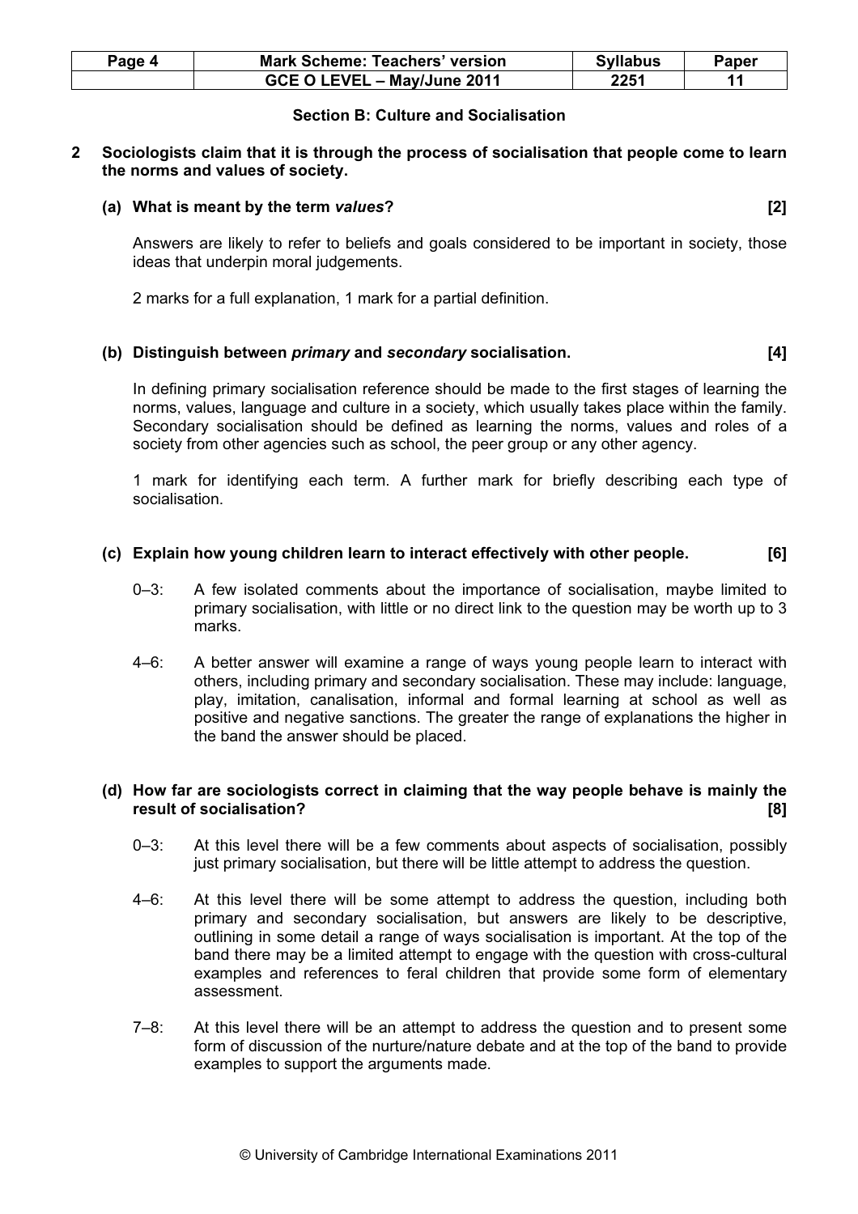## Section B: Culture and Socialisation

**2 Sociologists claim that it is through the process of socialisation that people come to learn the norms and values of society.**

**(a) What is meant by the term *values*? [2]**

Answers are likely to refer to beliefs and goals considered to be important in society, those ideas that underpin moral judgements.

2 marks for a full explanation, 1 mark for a partial definition.

**(b) Distinguish between *primary* and *secondary* socialisation. [4]**

In defining primary socialisation reference should be made to the first stages of learning the norms, values, language and culture in a society, which usually takes place within the family. Secondary socialisation should be defined as learning the norms, values and roles of a society from other agencies such as school, the peer group or any other agency.

1 mark for identifying each term. A further mark for briefly describing each type of socialisation.

**(c) Explain how young children learn to interact effectively with other people. [6]**

0–3: A few isolated comments about the importance of socialisation, maybe limited to primary socialisation, with little or no direct link to the question may be worth up to 3 marks.

4–6: A better answer will examine a range of ways young people learn to interact with others, including primary and secondary socialisation. These may include: language, play, imitation, canalisation, informal and formal learning at school as well as positive and negative sanctions. The greater the range of explanations the higher in the band the answer should be placed.

**(d) How far are sociologists correct in claiming that the way people behave is mainly the result of socialisation? [8]**

0–3: At this level there will be a few comments about aspects of socialisation, possibly just primary socialisation, but there will be little attempt to address the question.

4–6: At this level there will be some attempt to address the question, including both primary and secondary socialisation, but answers are likely to be descriptive, outlining in some detail a range of ways socialisation is important. At the top of the band there may be a limited attempt to engage with the question with cross-cultural examples and references to feral children that provide some form of elementary assessment.

7–8: At this level there will be an attempt to address the question and to present some form of discussion of the nurture/nature debate and at the top of the band to provide examples to support the arguments made.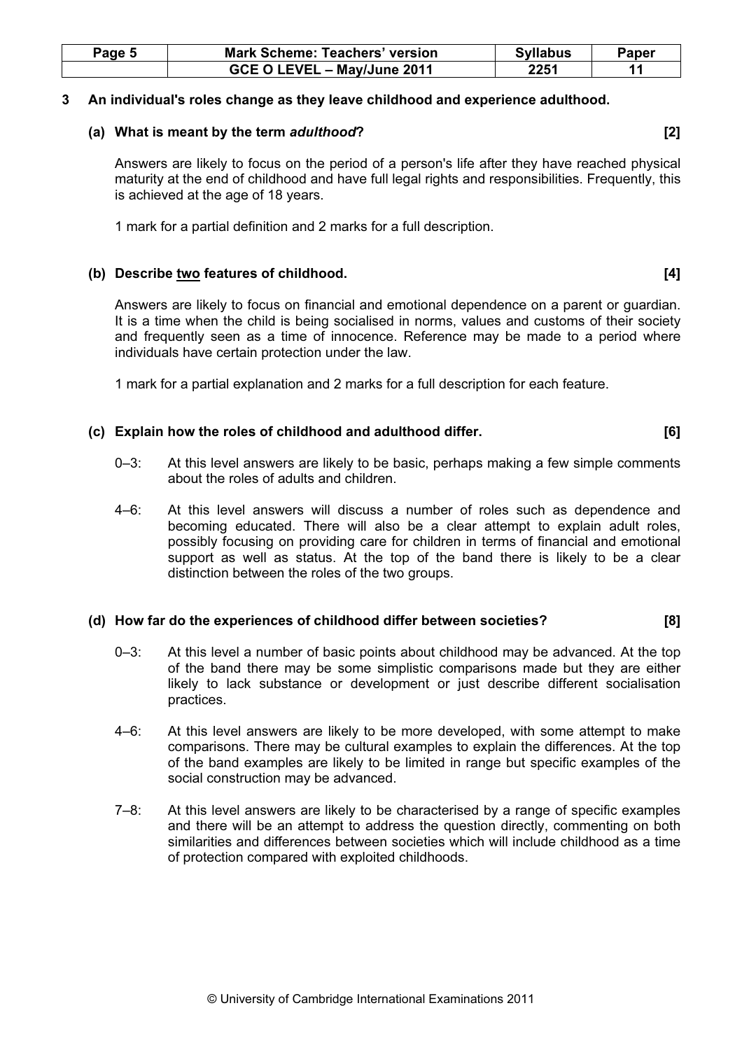**3 An individual's roles change as they leave childhood and experience adulthood.**

**(a) What is meant by the term *adulthood*? [2]**

Answers are likely to focus on the period of a person's life after they have reached physical maturity at the end of childhood and have full legal rights and responsibilities. Frequently, this is achieved at the age of 18 years.

1 mark for a partial definition and 2 marks for a full description.

**(b) Describe two features of childhood. [4]**

Answers are likely to focus on financial and emotional dependence on a parent or guardian. It is a time when the child is being socialised in norms, values and customs of their society and frequently seen as a time of innocence. Reference may be made to a period where individuals have certain protection under the law.

1 mark for a partial explanation and 2 marks for a full description for each feature.

**(c) Explain how the roles of childhood and adulthood differ. [6]**

0–3: At this level answers are likely to be basic, perhaps making a few simple comments about the roles of adults and children.

4–6: At this level answers will discuss a number of roles such as dependence and becoming educated. There will also be a clear attempt to explain adult roles, possibly focusing on providing care for children in terms of financial and emotional support as well as status. At the top of the band there is likely to be a clear distinction between the roles of the two groups.

**(d) How far do the experiences of childhood differ between societies? [8]**

0–3: At this level a number of basic points about childhood may be advanced. At the top of the band there may be some simplistic comparisons made but they are either likely to lack substance or development or just describe different socialisation practices.

4–6: At this level answers are likely to be more developed, with some attempt to make comparisons. There may be cultural examples to explain the differences. At the top of the band examples are likely to be limited in range but specific examples of the social construction may be advanced.

7–8: At this level answers are likely to be characterised by a range of specific examples and there will be an attempt to address the question directly, commenting on both similarities and differences between societies which will include childhood as a time of protection compared with exploited childhoods.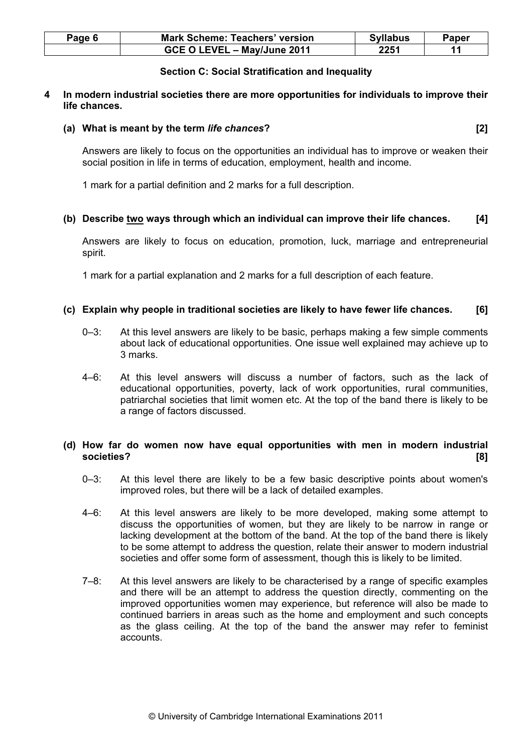## Section C: Social Stratification and Inequality

**4 In modern industrial societies there are more opportunities for individuals to improve their life chances.**

**(a) What is meant by the term *life chances*? [2]**

Answers are likely to focus on the opportunities an individual has to improve or weaken their social position in life in terms of education, employment, health and income.

1 mark for a partial definition and 2 marks for a full description.

**(b) Describe two ways through which an individual can improve their life chances. [4]**

Answers are likely to focus on education, promotion, luck, marriage and entrepreneurial spirit.

1 mark for a partial explanation and 2 marks for a full description of each feature.

**(c) Explain why people in traditional societies are likely to have fewer life chances. [6]**

0–3: At this level answers are likely to be basic, perhaps making a few simple comments about lack of educational opportunities. One issue well explained may achieve up to 3 marks.

4–6: At this level answers will discuss a number of factors, such as the lack of educational opportunities, poverty, lack of work opportunities, rural communities, patriarchal societies that limit women etc. At the top of the band there is likely to be a range of factors discussed.

**(d) How far do women now have equal opportunities with men in modern industrial societies? [8]**

0–3: At this level there are likely to be a few basic descriptive points about women's improved roles, but there will be a lack of detailed examples.

4–6: At this level answers are likely to be more developed, making some attempt to discuss the opportunities of women, but they are likely to be narrow in range or lacking development at the bottom of the band. At the top of the band there is likely to be some attempt to address the question, relate their answer to modern industrial societies and offer some form of assessment, though this is likely to be limited.

7–8: At this level answers are likely to be characterised by a range of specific examples and there will be an attempt to address the question directly, commenting on the improved opportunities women may experience, but reference will also be made to continued barriers in areas such as the home and employment and such concepts as the glass ceiling. At the top of the band the answer may refer to feminist accounts.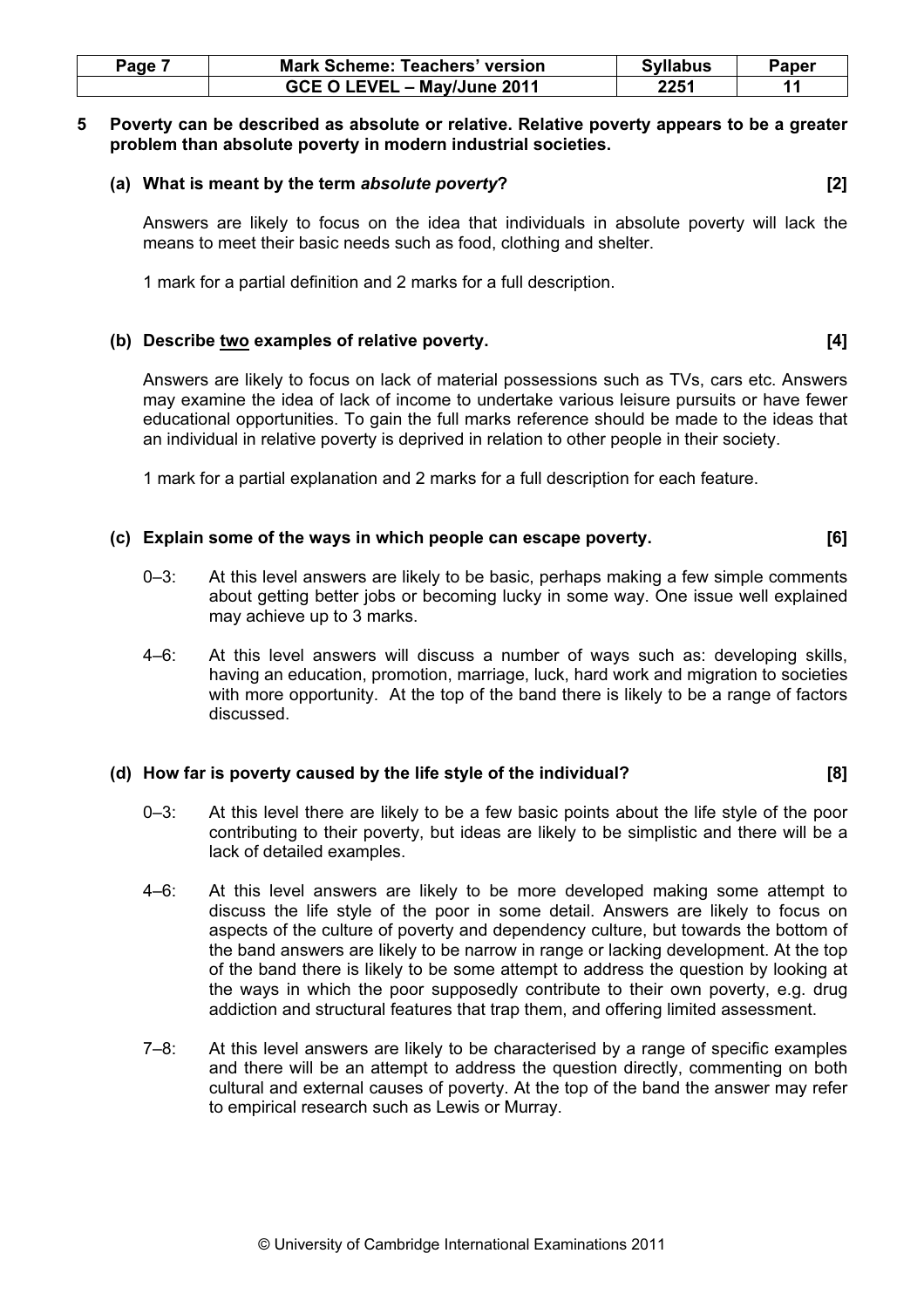**5 Poverty can be described as absolute or relative. Relative poverty appears to be a greater problem than absolute poverty in modern industrial societies.**

**(a) What is meant by the term *absolute poverty*? [2]**

Answers are likely to focus on the idea that individuals in absolute poverty will lack the means to meet their basic needs such as food, clothing and shelter.

1 mark for a partial definition and 2 marks for a full description.

**(b) Describe <u>two</u> examples of relative poverty. [4]**

Answers are likely to focus on lack of material possessions such as TVs, cars etc. Answers may examine the idea of lack of income to undertake various leisure pursuits or have fewer educational opportunities. To gain the full marks reference should be made to the ideas that an individual in relative poverty is deprived in relation to other people in their society.

1 mark for a partial explanation and 2 marks for a full description for each feature.

**(c) Explain some of the ways in which people can escape poverty. [6]**

0–3: At this level answers are likely to be basic, perhaps making a few simple comments about getting better jobs or becoming lucky in some way. One issue well explained may achieve up to 3 marks.

4–6: At this level answers will discuss a number of ways such as: developing skills, having an education, promotion, marriage, luck, hard work and migration to societies with more opportunity. At the top of the band there is likely to be a range of factors discussed.

**(d) How far is poverty caused by the life style of the individual? [8]**

0–3: At this level there are likely to be a few basic points about the life style of the poor contributing to their poverty, but ideas are likely to be simplistic and there will be a lack of detailed examples.

4–6: At this level answers are likely to be more developed making some attempt to discuss the life style of the poor in some detail. Answers are likely to focus on aspects of the culture of poverty and dependency culture, but towards the bottom of the band answers are likely to be narrow in range or lacking development. At the top of the band there is likely to be some attempt to address the question by looking at the ways in which the poor supposedly contribute to their own poverty, e.g. drug addiction and structural features that trap them, and offering limited assessment.

7–8: At this level answers are likely to be characterised by a range of specific examples and there will be an attempt to address the question directly, commenting on both cultural and external causes of poverty. At the top of the band the answer may refer to empirical research such as Lewis or Murray.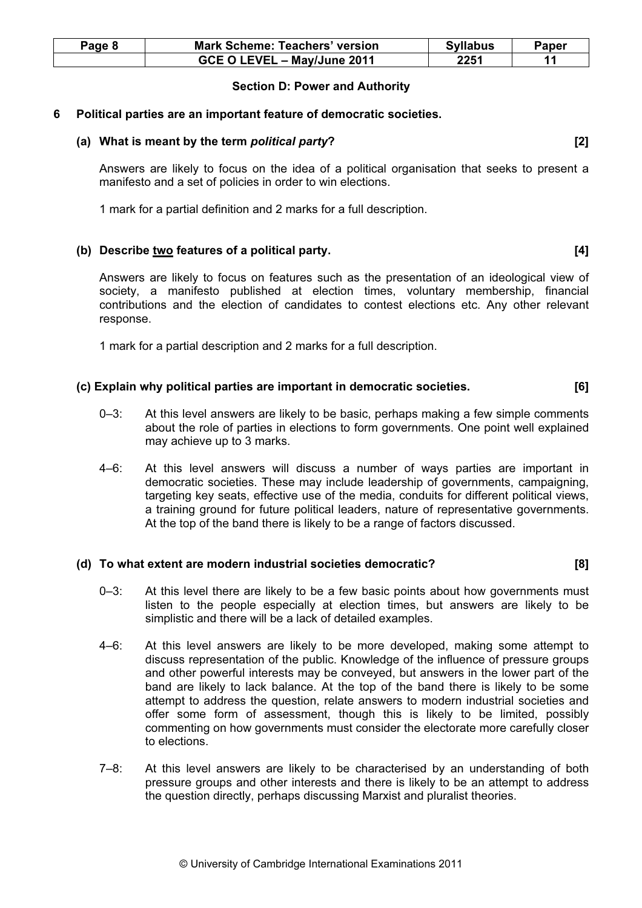## Section D: Power and Authority

**6 Political parties are an important feature of democratic societies.**

**(a) What is meant by the term *political party*? [2]**

Answers are likely to focus on the idea of a political organisation that seeks to present a manifesto and a set of policies in order to win elections.

1 mark for a partial definition and 2 marks for a full description.

**(b) Describe two features of a political party. [4]**

Answers are likely to focus on features such as the presentation of an ideological view of society, a manifesto published at election times, voluntary membership, financial contributions and the election of candidates to contest elections etc. Any other relevant response.

1 mark for a partial description and 2 marks for a full description.

**(c) Explain why political parties are important in democratic societies. [6]**

0–3: At this level answers are likely to be basic, perhaps making a few simple comments about the role of parties in elections to form governments. One point well explained may achieve up to 3 marks.

4–6: At this level answers will discuss a number of ways parties are important in democratic societies. These may include leadership of governments, campaigning, targeting key seats, effective use of the media, conduits for different political views, a training ground for future political leaders, nature of representative governments. At the top of the band there is likely to be a range of factors discussed.

**(d) To what extent are modern industrial societies democratic? [8]**

0–3: At this level there are likely to be a few basic points about how governments must listen to the people especially at election times, but answers are likely to be simplistic and there will be a lack of detailed examples.

4–6: At this level answers are likely to be more developed, making some attempt to discuss representation of the public. Knowledge of the influence of pressure groups and other powerful interests may be conveyed, but answers in the lower part of the band are likely to lack balance. At the top of the band there is likely to be some attempt to address the question, relate answers to modern industrial societies and offer some form of assessment, though this is likely to be limited, possibly commenting on how governments must consider the electorate more carefully closer to elections.

7–8: At this level answers are likely to be characterised by an understanding of both pressure groups and other interests and there is likely to be an attempt to address the question directly, perhaps discussing Marxist and pluralist theories.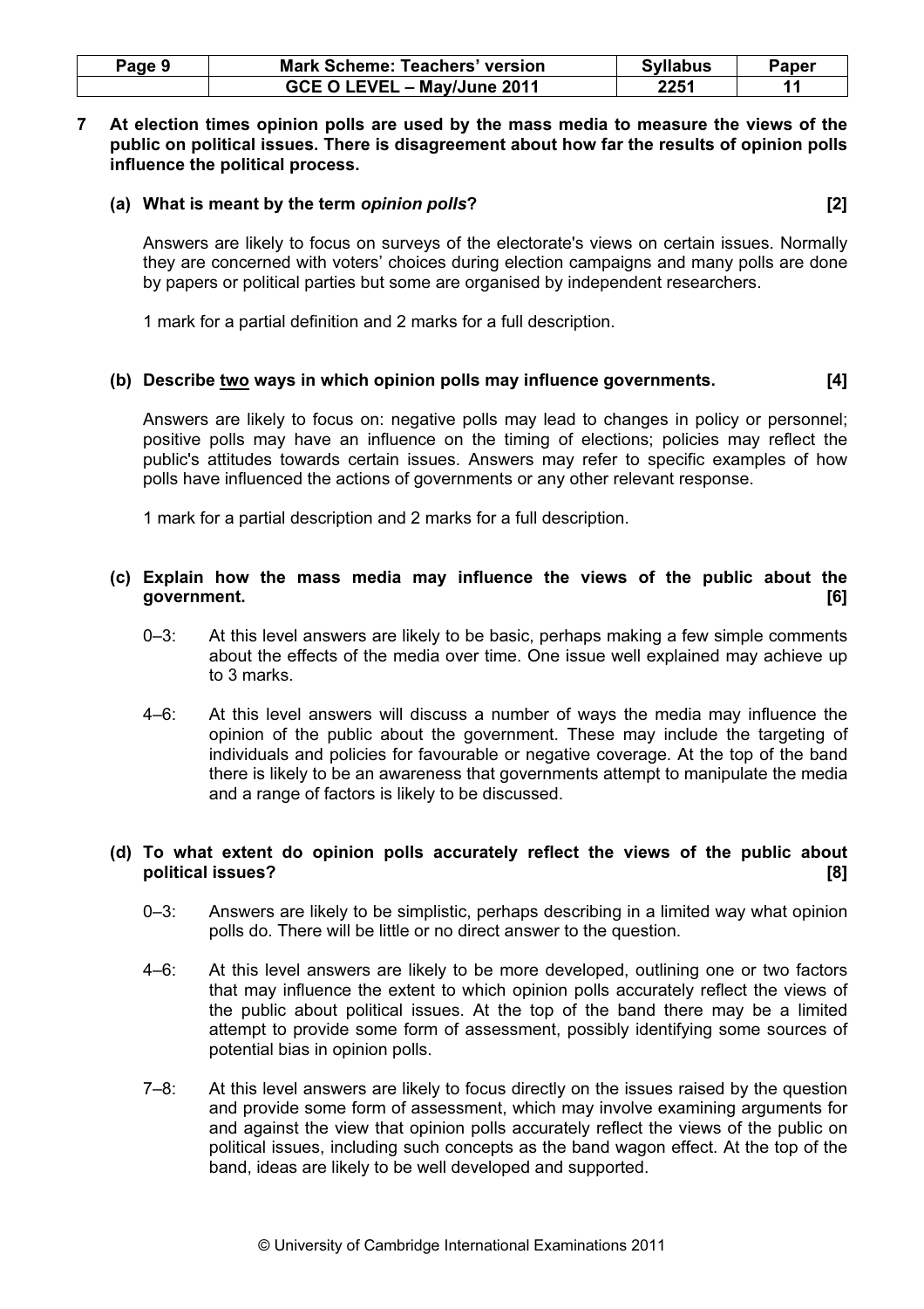**7 At election times opinion polls are used by the mass media to measure the views of the public on political issues. There is disagreement about how far the results of opinion polls influence the political process.**

**(a) What is meant by the term *opinion polls*? [2]**

Answers are likely to focus on surveys of the electorate's views on certain issues. Normally they are concerned with voters' choices during election campaigns and many polls are done by papers or political parties but some are organised by independent researchers.

1 mark for a partial definition and 2 marks for a full description.

**(b) Describe two ways in which opinion polls may influence governments. [4]**

Answers are likely to focus on: negative polls may lead to changes in policy or personnel; positive polls may have an influence on the timing of elections; policies may reflect the public's attitudes towards certain issues. Answers may refer to specific examples of how polls have influenced the actions of governments or any other relevant response.

1 mark for a partial description and 2 marks for a full description.

**(c) Explain how the mass media may influence the views of the public about the government. [6]**

0–3: At this level answers are likely to be basic, perhaps making a few simple comments about the effects of the media over time. One issue well explained may achieve up to 3 marks.

4–6: At this level answers will discuss a number of ways the media may influence the opinion of the public about the government. These may include the targeting of individuals and policies for favourable or negative coverage. At the top of the band there is likely to be an awareness that governments attempt to manipulate the media and a range of factors is likely to be discussed.

**(d) To what extent do opinion polls accurately reflect the views of the public about political issues? [8]**

0–3: Answers are likely to be simplistic, perhaps describing in a limited way what opinion polls do. There will be little or no direct answer to the question.

4–6: At this level answers are likely to be more developed, outlining one or two factors that may influence the extent to which opinion polls accurately reflect the views of the public about political issues. At the top of the band there may be a limited attempt to provide some form of assessment, possibly identifying some sources of potential bias in opinion polls.

7–8: At this level answers are likely to focus directly on the issues raised by the question and provide some form of assessment, which may involve examining arguments for and against the view that opinion polls accurately reflect the views of the public on political issues, including such concepts as the band wagon effect. At the top of the band, ideas are likely to be well developed and supported.